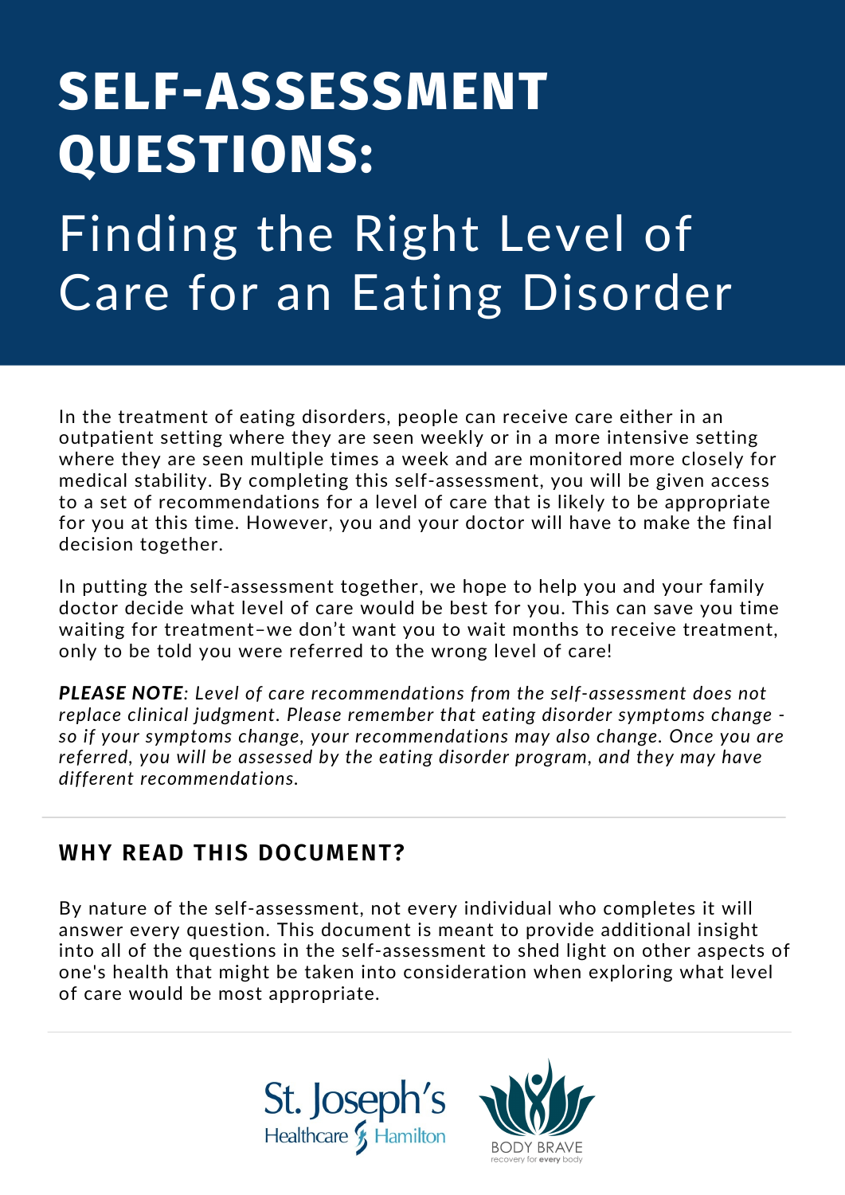# SELF-ASSESSMENT QUESTIONS:

## Finding the Right Level of Care for an Eating Disorder

In the treatment of eating disorders, people can receive care either in an outpatient setting where they are seen weekly or in a more intensive setting where they are seen multiple times a week and are monitored more closely for medical stability. By completing this self-assessment, you will be given access to a set of recommendations for a level of care that is likely to be appropriate for you at this time. However, you and your doctor will have to make the final decision together.

In putting the self-assessment together, we hope to help you and your family doctor decide what level of care would be best for you. This can save you time waiting for treatment–we don't want you to wait months to receive treatment, only to be told you were referred to the wrong level of care!

***PLEASE NOTE****: Level of care recommendations from the self-assessment does not replace clinical judgment. Please remember that eating disorder symptoms change - so if your symptoms change, your recommendations may also change. Once you are referred, you will be assessed by the eating disorder program, and they may have different recommendations.*

### WHY READ THIS DOCUMENT?

By nature of the self-assessment, not every individual who completes it will answer every question. This document is meant to provide additional insight into all of the questions in the self-assessment to shed light on other aspects of one's health that might be taken into consideration when exploring what level of care would be most appropriate.

St. Joseph's Healthcare Hamilton

BODY BRAVE
recovery for every body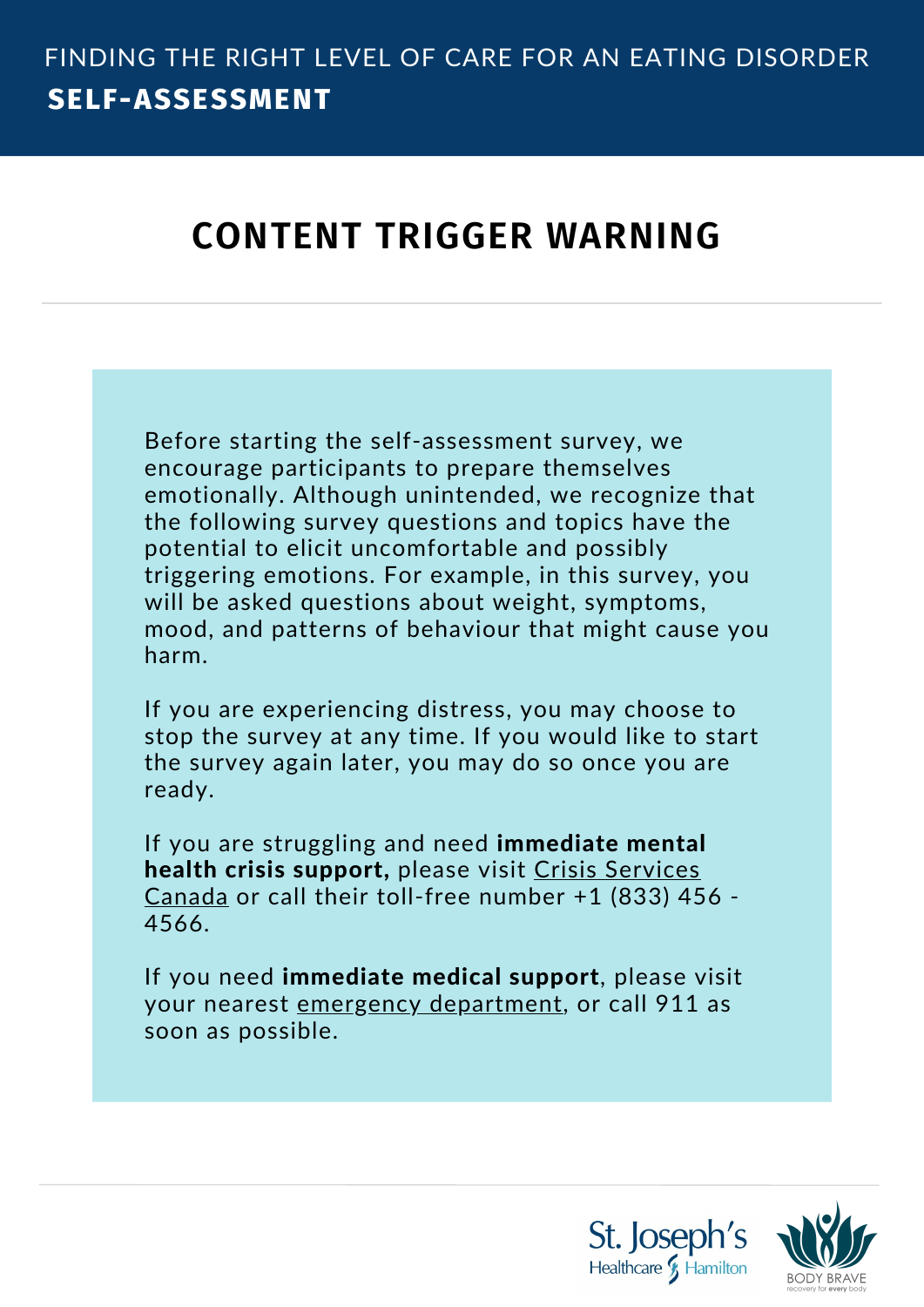FINDING THE RIGHT LEVEL OF CARE FOR AN EATING DISORDER

**SELF-ASSESSMENT**

# CONTENT TRIGGER WARNING

Before starting the self-assessment survey, we encourage participants to prepare themselves emotionally. Although unintended, we recognize that the following survey questions and topics have the potential to elicit uncomfortable and possibly triggering emotions. For example, in this survey, you will be asked questions about weight, symptoms, mood, and patterns of behaviour that might cause you harm.

If you are experiencing distress, you may choose to stop the survey at any time. If you would like to start the survey again later, you may do so once you are ready.

If you are struggling and need **immediate mental health crisis support,** please visit Crisis Services Canada or call their toll-free number +1 (833) 456 - 4566.

If you need **immediate medical support**, please visit your nearest emergency department, or call 911 as soon as possible.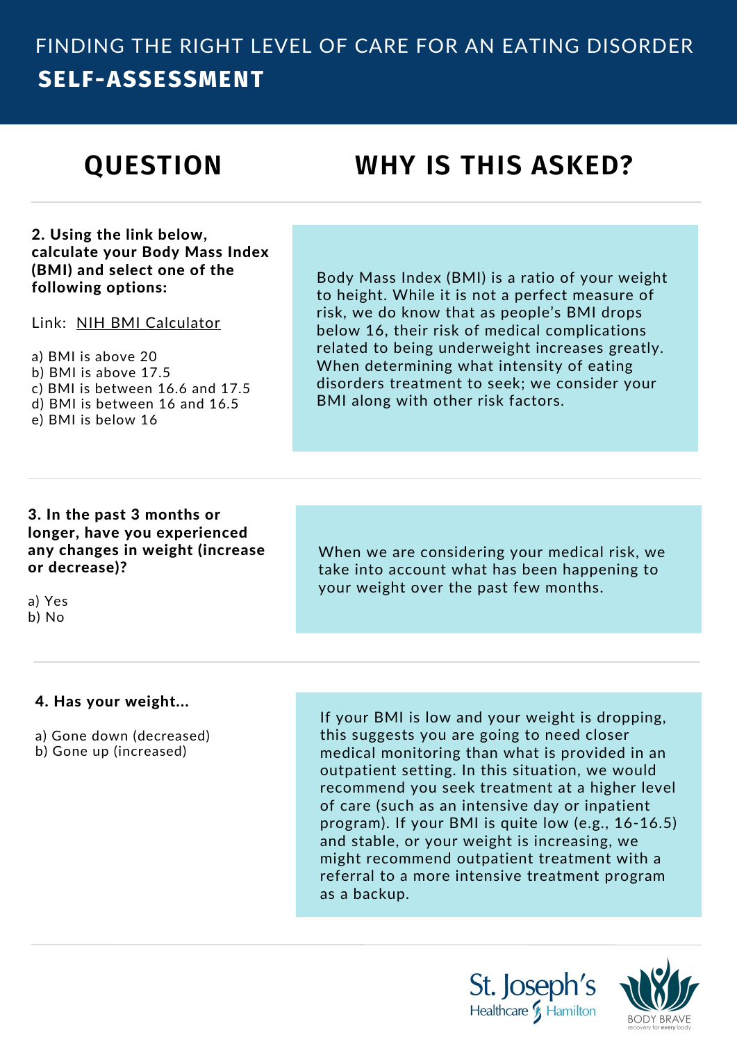# FINDING THE RIGHT LEVEL OF CARE FOR AN EATING DISORDER

## SELF-ASSESSMENT

| QUESTION | WHY IS THIS ASKED? |
|---|---|
| **2. Using the link below, calculate your Body Mass Index (BMI) and select one of the following options:**<br><br>Link: NIH BMI Calculator<br><br>a) BMI is above 20<br>b) BMI is above 17.5<br>c) BMI is between 16.6 and 17.5<br>d) BMI is between 16 and 16.5<br>e) BMI is below 16 | Body Mass Index (BMI) is a ratio of your weight to height. While it is not a perfect measure of risk, we do know that as people's BMI drops below 16, their risk of medical complications related to being underweight increases greatly. When determining what intensity of eating disorders treatment to seek; we consider your BMI along with other risk factors. |
| **3. In the past 3 months or longer, have you experienced any changes in weight (increase or decrease)?**<br><br>a) Yes<br>b) No | When we are considering your medical risk, we take into account what has been happening to your weight over the past few months. |
| **4. Has your weight...**<br><br>a) Gone down (decreased)<br>b) Gone up (increased) | If your BMI is low and your weight is dropping, this suggests you are going to need closer medical monitoring than what is provided in an outpatient setting. In this situation, we would recommend you seek treatment at a higher level of care (such as an intensive day or inpatient program). If your BMI is quite low (e.g., 16-16.5) and stable, or your weight is increasing, we might recommend outpatient treatment with a referral to a more intensive treatment program as a backup. |

St. Joseph's Healthcare Hamilton

BODY BRAVE recovery for every body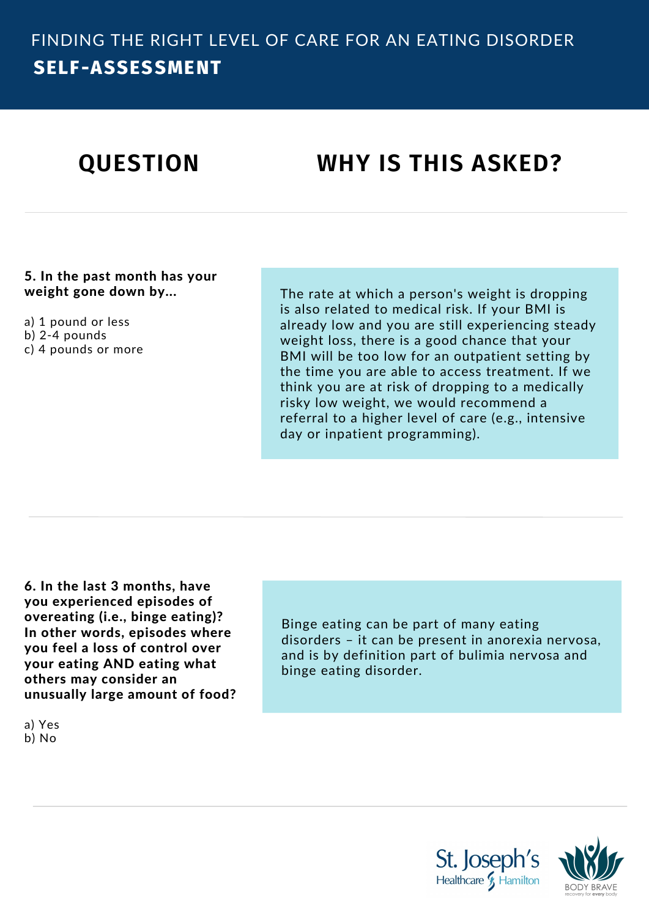FINDING THE RIGHT LEVEL OF CARE FOR AN EATING DISORDER

# SELF-ASSESSMENT

| QUESTION | WHY IS THIS ASKED? |
| --- | --- |
| **5. In the past month has your weight gone down by...**<br><br>a) 1 pound or less<br>b) 2-4 pounds<br>c) 4 pounds or more | The rate at which a person's weight is dropping is also related to medical risk. If your BMI is already low and you are still experiencing steady weight loss, there is a good chance that your BMI will be too low for an outpatient setting by the time you are able to access treatment. If we think you are at risk of dropping to a medically risky low weight, we would recommend a referral to a higher level of care (e.g., intensive day or inpatient programming). |
| **6. In the last 3 months, have you experienced episodes of overeating (i.e., binge eating)? In other words, episodes where you feel a loss of control over your eating AND eating what others may consider an unusually large amount of food?**<br><br>a) Yes<br>b) No | Binge eating can be part of many eating disorders – it can be present in anorexia nervosa, and is by definition part of bulimia nervosa and binge eating disorder. |

St. Joseph's Healthcare Hamilton

BODY BRAVE recovery for every body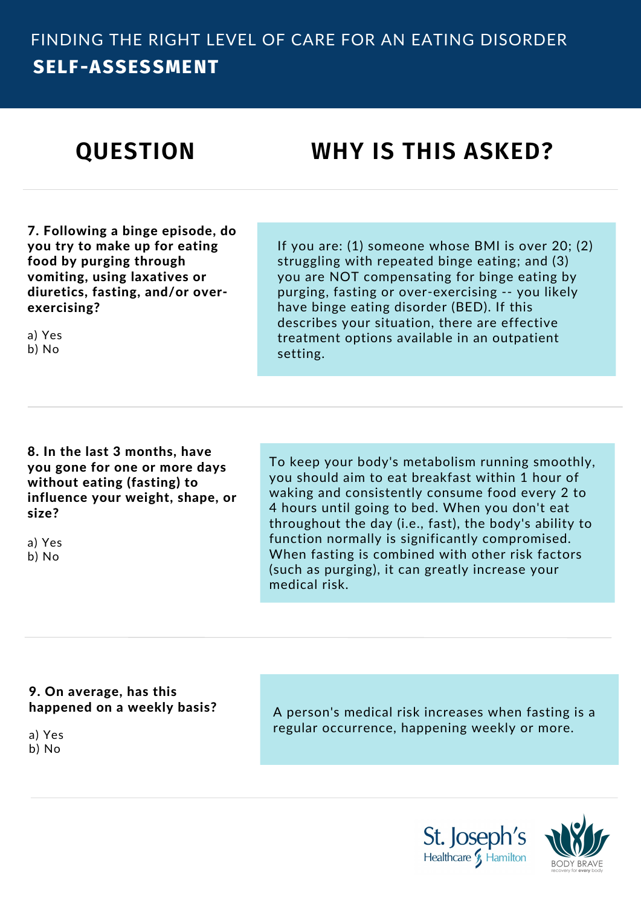# FINDING THE RIGHT LEVEL OF CARE FOR AN EATING DISORDER

## SELF-ASSESSMENT

| QUESTION | WHY IS THIS ASKED? |
| --- | --- |
| **7. Following a binge episode, do you try to make up for eating food by purging through vomiting, using laxatives or diuretics, fasting, and/or over-exercising?**<br><br>a) Yes<br>b) No | If you are: (1) someone whose BMI is over 20; (2) struggling with repeated binge eating; and (3) you are NOT compensating for binge eating by purging, fasting or over-exercising -- you likely have binge eating disorder (BED). If this describes your situation, there are effective treatment options available in an outpatient setting. |
| **8. In the last 3 months, have you gone for one or more days without eating (fasting) to influence your weight, shape, or size?**<br><br>a) Yes<br>b) No | To keep your body's metabolism running smoothly, you should aim to eat breakfast within 1 hour of waking and consistently consume food every 2 to 4 hours until going to bed. When you don't eat throughout the day (i.e., fast), the body's ability to function normally is significantly compromised. When fasting is combined with other risk factors (such as purging), it can greatly increase your medical risk. |
| **9. On average, has this happened on a weekly basis?**<br><br>a) Yes<br>b) No | A person's medical risk increases when fasting is a regular occurrence, happening weekly or more. |

St. Joseph's Healthcare Hamilton

BODY BRAVE recovery for every body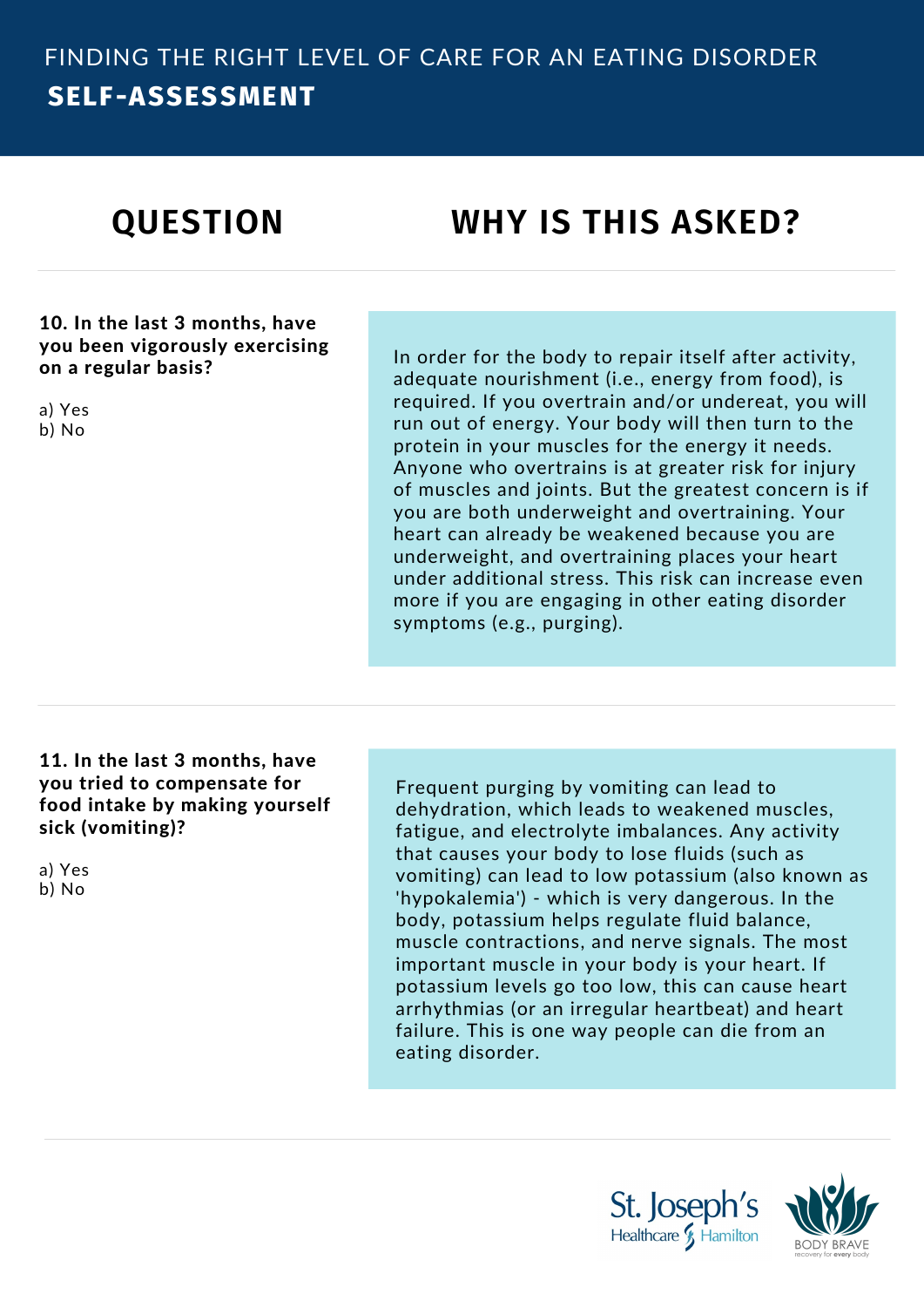# FINDING THE RIGHT LEVEL OF CARE FOR AN EATING DISORDER

## SELF-ASSESSMENT

| QUESTION | WHY IS THIS ASKED? |
| --- | --- |
| **10. In the last 3 months, have you been vigorously exercising on a regular basis?**<br><br>a) Yes<br>b) No | In order for the body to repair itself after activity, adequate nourishment (i.e., energy from food), is required. If you overtrain and/or undereat, you will run out of energy. Your body will then turn to the protein in your muscles for the energy it needs. Anyone who overtrains is at greater risk for injury of muscles and joints. But the greatest concern is if you are both underweight and overtraining. Your heart can already be weakened because you are underweight, and overtraining places your heart under additional stress. This risk can increase even more if you are engaging in other eating disorder symptoms (e.g., purging). |
| **11. In the last 3 months, have you tried to compensate for food intake by making yourself sick (vomiting)?**<br><br>a) Yes<br>b) No | Frequent purging by vomiting can lead to dehydration, which leads to weakened muscles, fatigue, and electrolyte imbalances. Any activity that causes your body to lose fluids (such as vomiting) can lead to low potassium (also known as 'hypokalemia') - which is very dangerous. In the body, potassium helps regulate fluid balance, muscle contractions, and nerve signals. The most important muscle in your body is your heart. If potassium levels go too low, this can cause heart arrhythmias (or an irregular heartbeat) and heart failure. This is one way people can die from an eating disorder. |

St. Joseph's Healthcare Hamilton

BODY BRAVE recovery for every body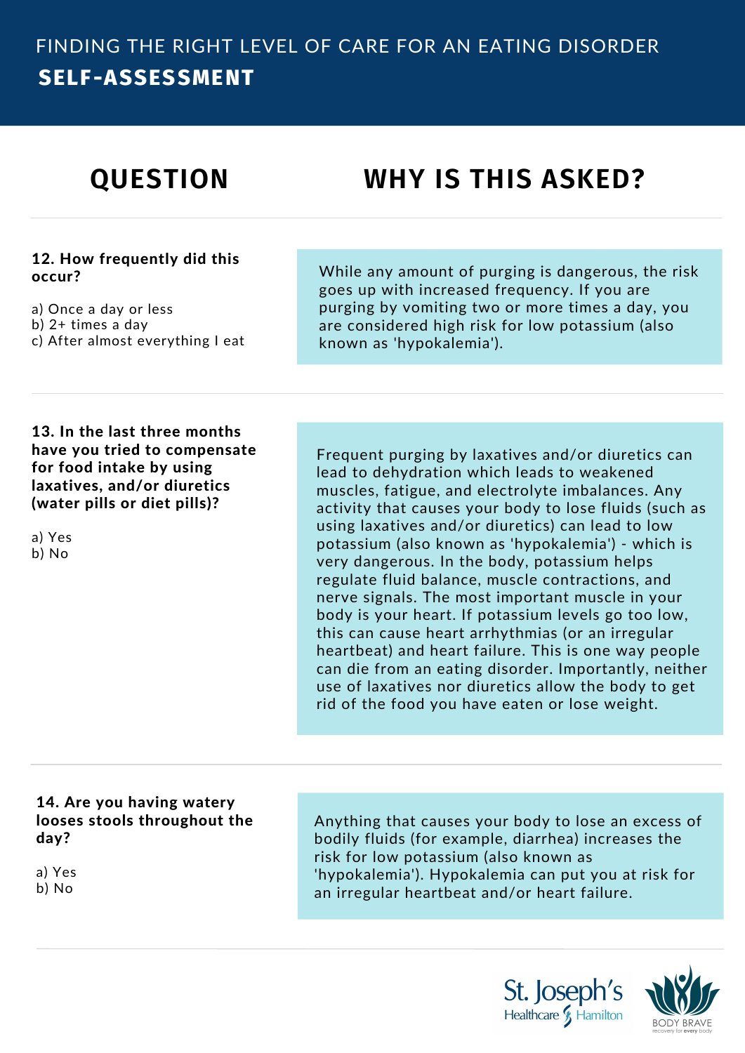# FINDING THE RIGHT LEVEL OF CARE FOR AN EATING DISORDER

## SELF-ASSESSMENT

| QUESTION | WHY IS THIS ASKED? |
| --- | --- |
| **12. How frequently did this occur?**<br><br>a) Once a day or less<br>b) 2+ times a day<br>c) After almost everything I eat | While any amount of purging is dangerous, the risk goes up with increased frequency. If you are purging by vomiting two or more times a day, you are considered high risk for low potassium (also known as 'hypokalemia'). |
| **13. In the last three months have you tried to compensate for food intake by using laxatives, and/or diuretics (water pills or diet pills)?**<br><br>a) Yes<br>b) No | Frequent purging by laxatives and/or diuretics can lead to dehydration which leads to weakened muscles, fatigue, and electrolyte imbalances. Any activity that causes your body to lose fluids (such as using laxatives and/or diuretics) can lead to low potassium (also known as 'hypokalemia') - which is very dangerous. In the body, potassium helps regulate fluid balance, muscle contractions, and nerve signals. The most important muscle in your body is your heart. If potassium levels go too low, this can cause heart arrhythmias (or an irregular heartbeat) and heart failure. This is one way people can die from an eating disorder. Importantly, neither use of laxatives nor diuretics allow the body to get rid of the food you have eaten or lose weight. |
| **14. Are you having watery looses stools throughout the day?**<br><br>a) Yes<br>b) No | Anything that causes your body to lose an excess of bodily fluids (for example, diarrhea) increases the risk for low potassium (also known as 'hypokalemia'). Hypokalemia can put you at risk for an irregular heartbeat and/or heart failure. |

St. Joseph's Healthcare Hamilton

BODY BRAVE recovery for every body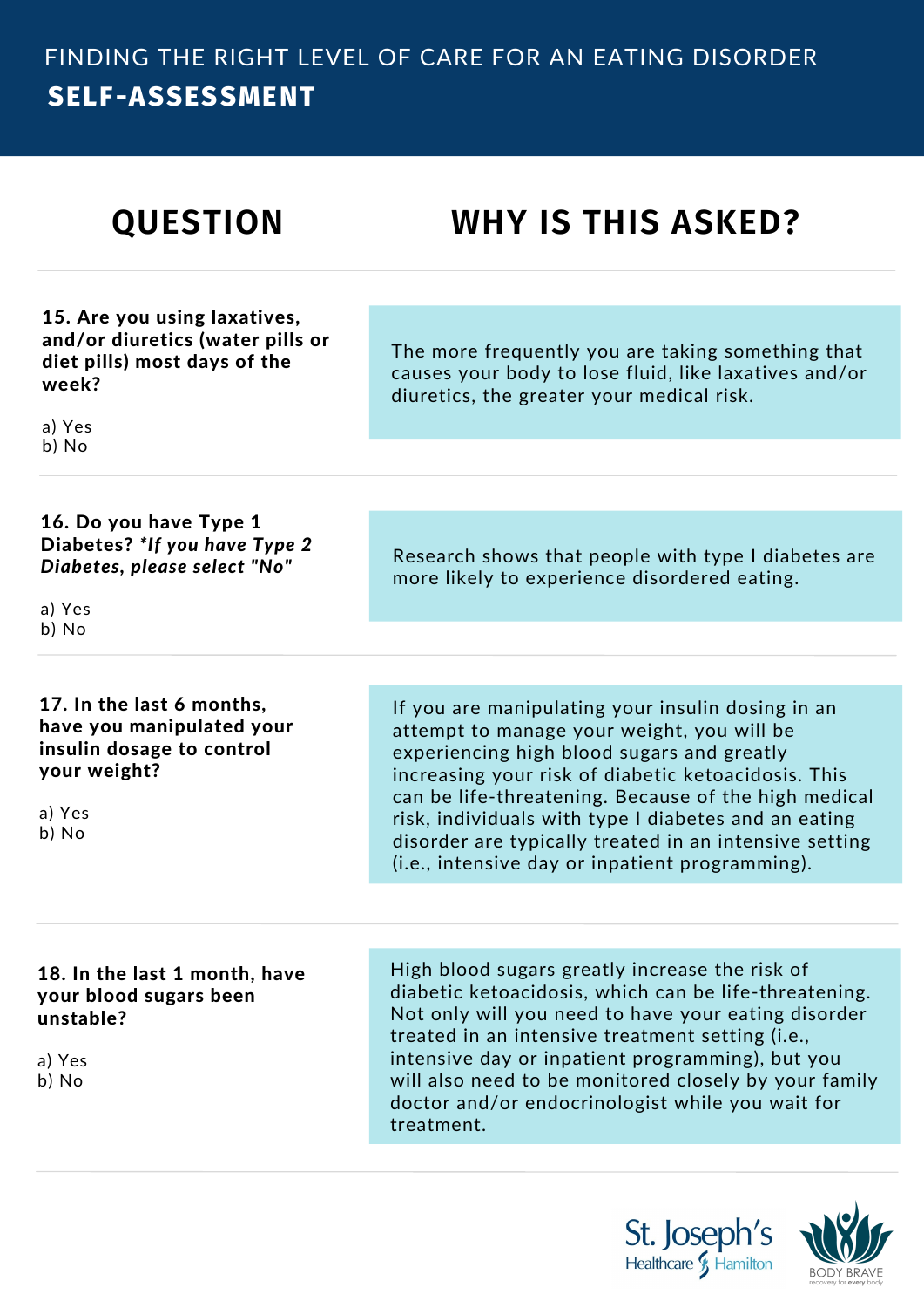FINDING THE RIGHT LEVEL OF CARE FOR AN EATING DISORDER

# SELF-ASSESSMENT

| QUESTION | WHY IS THIS ASKED? |
| --- | --- |
| **15. Are you using laxatives, and/or diuretics (water pills or diet pills) most days of the week?**<br><br>a) Yes<br>b) No | The more frequently you are taking something that causes your body to lose fluid, like laxatives and/or diuretics, the greater your medical risk. |
| **16. Do you have Type 1 Diabetes? *\*If you have Type 2 Diabetes, please select "No"***<br><br>a) Yes<br>b) No | Research shows that people with type I diabetes are more likely to experience disordered eating. |
| **17. In the last 6 months, have you manipulated your insulin dosage to control your weight?**<br><br>a) Yes<br>b) No | If you are manipulating your insulin dosing in an attempt to manage your weight, you will be experiencing high blood sugars and greatly increasing your risk of diabetic ketoacidosis. This can be life-threatening. Because of the high medical risk, individuals with type I diabetes and an eating disorder are typically treated in an intensive setting (i.e., intensive day or inpatient programming). |
| **18. In the last 1 month, have your blood sugars been unstable?**<br><br>a) Yes<br>b) No | High blood sugars greatly increase the risk of diabetic ketoacidosis, which can be life-threatening. Not only will you need to have your eating disorder treated in an intensive treatment setting (i.e., intensive day or inpatient programming), but you will also need to be monitored closely by your family doctor and/or endocrinologist while you wait for treatment. |

St. Joseph's Healthcare Hamilton

BODY BRAVE recovery for every body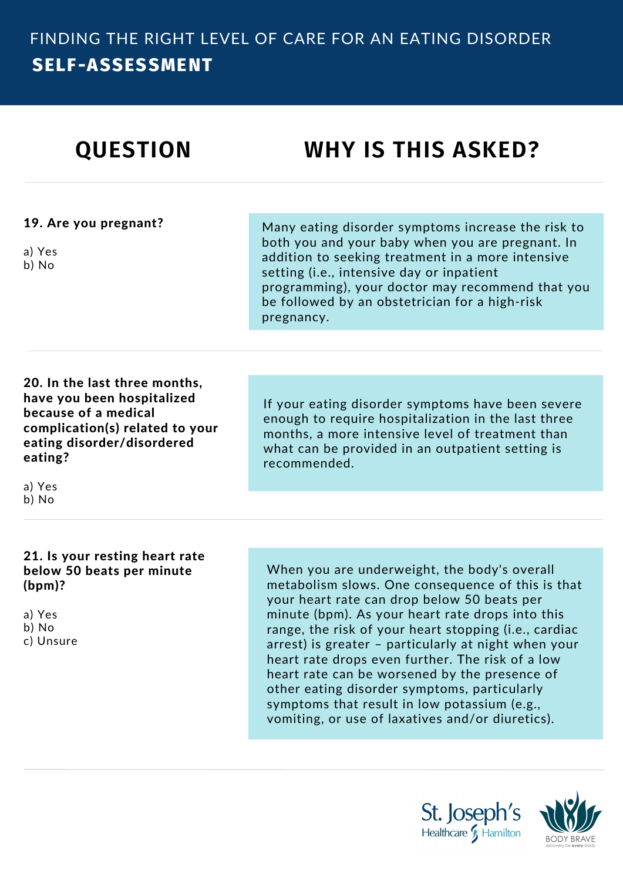# FINDING THE RIGHT LEVEL OF CARE FOR AN EATING DISORDER

## SELF-ASSESSMENT

| QUESTION | WHY IS THIS ASKED? |
|---|---|
| **19. Are you pregnant?**<br><br>a) Yes<br>b) No | Many eating disorder symptoms increase the risk to both you and your baby when you are pregnant. In addition to seeking treatment in a more intensive setting (i.e., intensive day or inpatient programming), your doctor may recommend that you be followed by an obstetrician for a high-risk pregnancy. |
| **20. In the last three months, have you been hospitalized because of a medical complication(s) related to your eating disorder/disordered eating?**<br><br>a) Yes<br>b) No | If your eating disorder symptoms have been severe enough to require hospitalization in the last three months, a more intensive level of treatment than what can be provided in an outpatient setting is recommended. |
| **21. Is your resting heart rate below 50 beats per minute (bpm)?**<br><br>a) Yes<br>b) No<br>c) Unsure | When you are underweight, the body's overall metabolism slows. One consequence of this is that your heart rate can drop below 50 beats per minute (bpm). As your heart rate drops into this range, the risk of your heart stopping (i.e., cardiac arrest) is greater – particularly at night when your heart rate drops even further. The risk of a low heart rate can be worsened by the presence of other eating disorder symptoms, particularly symptoms that result in low potassium (e.g., vomiting, or use of laxatives and/or diuretics). |

St. Joseph's Healthcare Hamilton

BODY BRAVE recovery for every body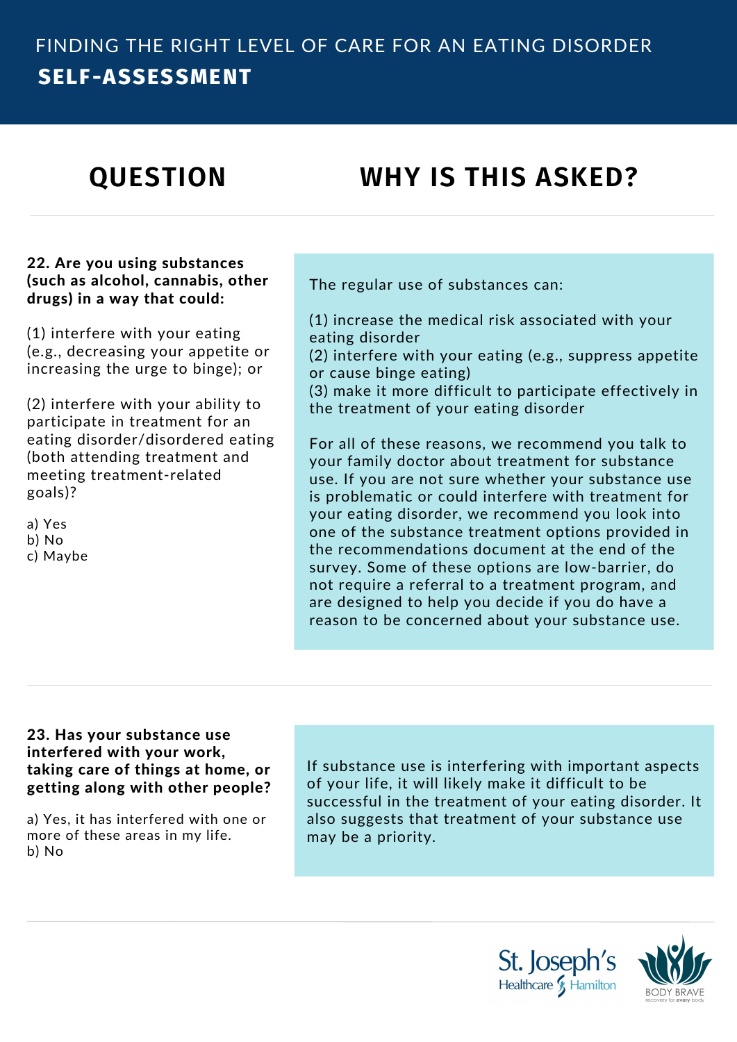# FINDING THE RIGHT LEVEL OF CARE FOR AN EATING DISORDER

## SELF-ASSESSMENT

| QUESTION | WHY IS THIS ASKED? |
| --- | --- |
| **22. Are you using substances (such as alcohol, cannabis, other drugs) in a way that could:**<br><br>(1) interfere with your eating (e.g., decreasing your appetite or increasing the urge to binge); or<br><br>(2) interfere with your ability to participate in treatment for an eating disorder/disordered eating (both attending treatment and meeting treatment-related goals)?<br><br>a) Yes<br>b) No<br>c) Maybe | The regular use of substances can:<br><br>(1) increase the medical risk associated with your eating disorder<br>(2) interfere with your eating (e.g., suppress appetite or cause binge eating)<br>(3) make it more difficult to participate effectively in the treatment of your eating disorder<br><br>For all of these reasons, we recommend you talk to your family doctor about treatment for substance use. If you are not sure whether your substance use is problematic or could interfere with treatment for your eating disorder, we recommend you look into one of the substance treatment options provided in the recommendations document at the end of the survey. Some of these options are low-barrier, do not require a referral to a treatment program, and are designed to help you decide if you do have a reason to be concerned about your substance use. |
| **23. Has your substance use interfered with your work, taking care of things at home, or getting along with other people?**<br><br>a) Yes, it has interfered with one or more of these areas in my life.<br>b) No | If substance use is interfering with important aspects of your life, it will likely make it difficult to be successful in the treatment of your eating disorder. It also suggests that treatment of your substance use may be a priority. |

St. Joseph's Healthcare Hamilton

BODY BRAVE recovery for every body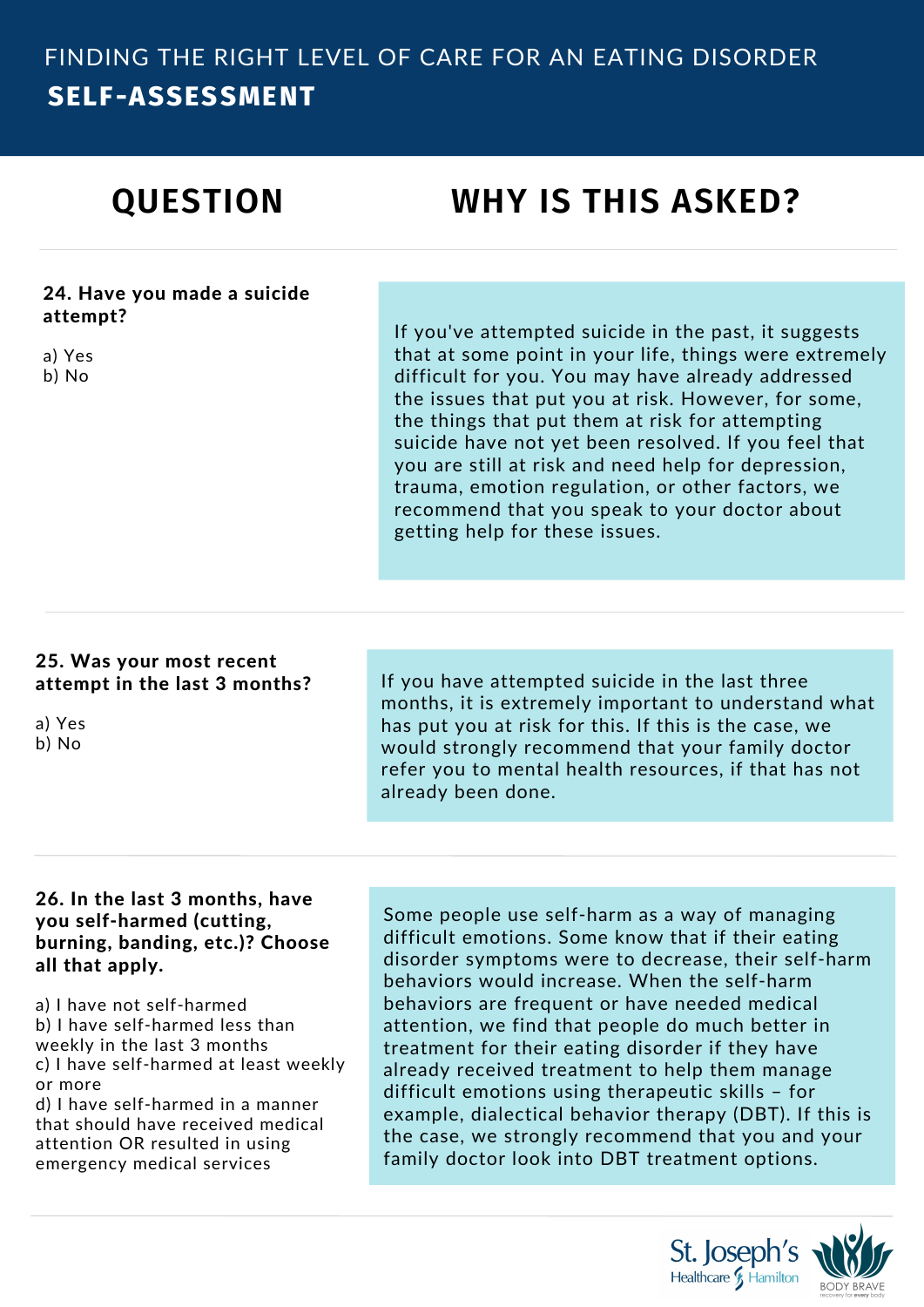# FINDING THE RIGHT LEVEL OF CARE FOR AN EATING DISORDER

## SELF-ASSESSMENT

| QUESTION | WHY IS THIS ASKED? |
|---|---|
| **24. Have you made a suicide attempt?**<br><br>a) Yes<br>b) No | If you've attempted suicide in the past, it suggests that at some point in your life, things were extremely difficult for you. You may have already addressed the issues that put you at risk. However, for some, the things that put them at risk for attempting suicide have not yet been resolved. If you feel that you are still at risk and need help for depression, trauma, emotion regulation, or other factors, we recommend that you speak to your doctor about getting help for these issues. |
| **25. Was your most recent attempt in the last 3 months?**<br><br>a) Yes<br>b) No | If you have attempted suicide in the last three months, it is extremely important to understand what has put you at risk for this. If this is the case, we would strongly recommend that your family doctor refer you to mental health resources, if that has not already been done. |
| **26. In the last 3 months, have you self-harmed (cutting, burning, banding, etc.)? Choose all that apply.**<br><br>a) I have not self-harmed<br>b) I have self-harmed less than weekly in the last 3 months<br>c) I have self-harmed at least weekly or more<br>d) I have self-harmed in a manner that should have received medical attention OR resulted in using emergency medical services | Some people use self-harm as a way of managing difficult emotions. Some know that if their eating disorder symptoms were to decrease, their self-harm behaviors would increase. When the self-harm behaviors are frequent or have needed medical attention, we find that people do much better in treatment for their eating disorder if they have already received treatment to help them manage difficult emotions using therapeutic skills – for example, dialectical behavior therapy (DBT). If this is the case, we strongly recommend that you and your family doctor look into DBT treatment options. |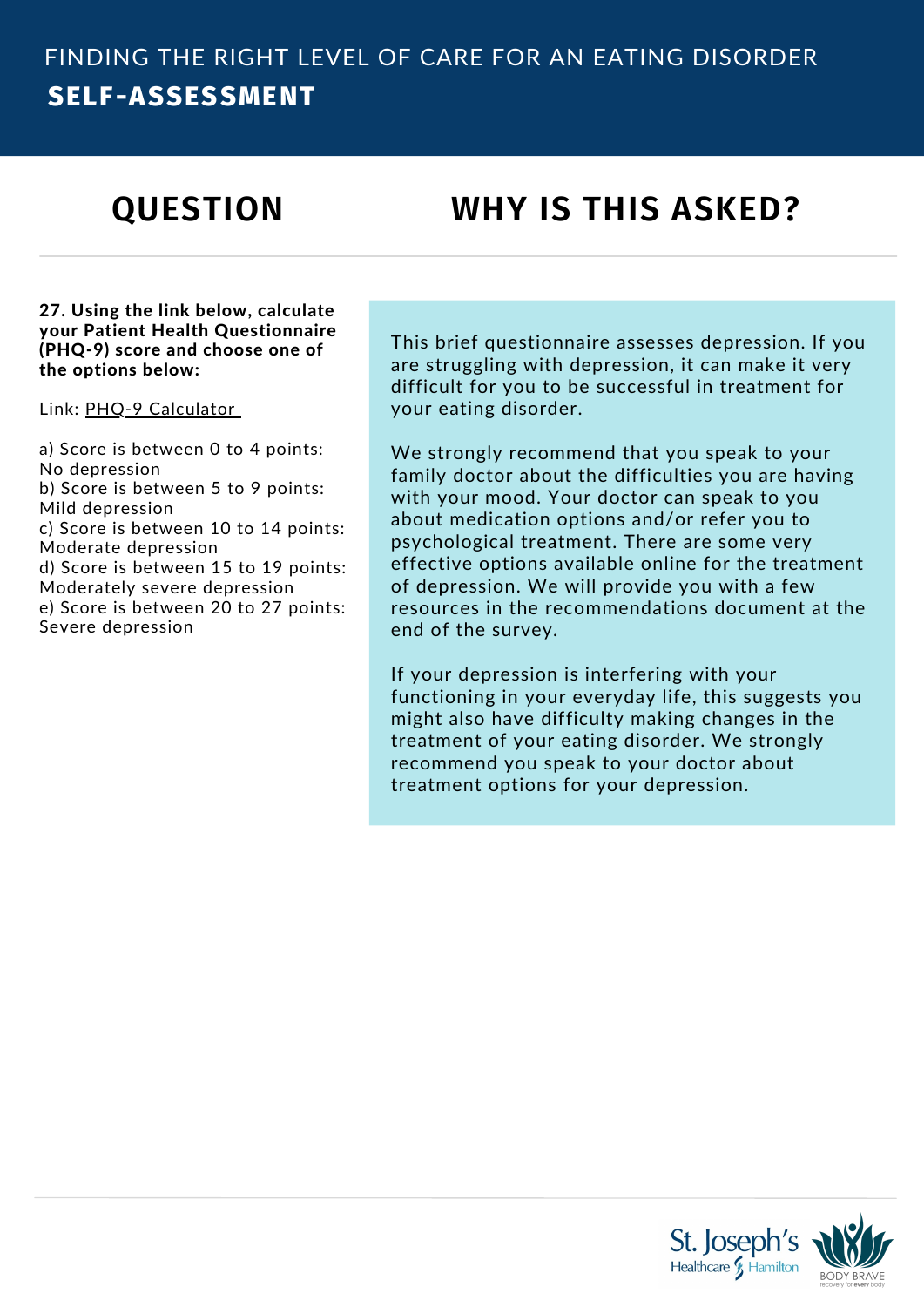# FINDING THE RIGHT LEVEL OF CARE FOR AN EATING DISORDER
## SELF-ASSESSMENT

## QUESTION

**27. Using the link below, calculate your Patient Health Questionnaire (PHQ-9) score and choose one of the options below:**

Link: PHQ-9 Calculator

a) Score is between 0 to 4 points: No depression
b) Score is between 5 to 9 points: Mild depression
c) Score is between 10 to 14 points: Moderate depression
d) Score is between 15 to 19 points: Moderately severe depression
e) Score is between 20 to 27 points: Severe depression

## WHY IS THIS ASKED?

This brief questionnaire assesses depression. If you are struggling with depression, it can make it very difficult for you to be successful in treatment for your eating disorder.

We strongly recommend that you speak to your family doctor about the difficulties you are having with your mood. Your doctor can speak to you about medication options and/or refer you to psychological treatment. There are some very effective options available online for the treatment of depression. We will provide you with a few resources in the recommendations document at the end of the survey.

If your depression is interfering with your functioning in your everyday life, this suggests you might also have difficulty making changes in the treatment of your eating disorder. We strongly recommend you speak to your doctor about treatment options for your depression.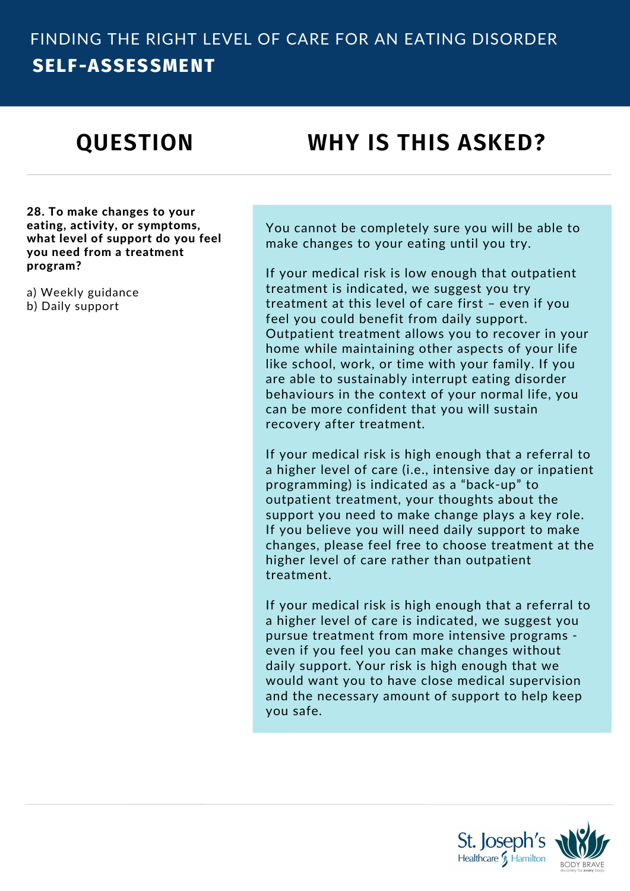FINDING THE RIGHT LEVEL OF CARE FOR AN EATING DISORDER

# SELF-ASSESSMENT

| QUESTION | WHY IS THIS ASKED? |
| --- | --- |
| **28. To make changes to your eating, activity, or symptoms, what level of support do you feel you need from a treatment program?**<br><br>a) Weekly guidance<br>b) Daily support | You cannot be completely sure you will be able to make changes to your eating until you try.<br><br>If your medical risk is low enough that outpatient treatment is indicated, we suggest you try treatment at this level of care first – even if you feel you could benefit from daily support. Outpatient treatment allows you to recover in your home while maintaining other aspects of your life like school, work, or time with your family. If you are able to sustainably interrupt eating disorder behaviours in the context of your normal life, you can be more confident that you will sustain recovery after treatment.<br><br>If your medical risk is high enough that a referral to a higher level of care (i.e., intensive day or inpatient programming) is indicated as a "back-up" to outpatient treatment, your thoughts about the support you need to make change plays a key role. If you believe you will need daily support to make changes, please feel free to choose treatment at the higher level of care rather than outpatient treatment.<br><br>If your medical risk is high enough that a referral to a higher level of care is indicated, we suggest you pursue treatment from more intensive programs - even if you feel you can make changes without daily support. Your risk is high enough that we would want you to have close medical supervision and the necessary amount of support to help keep you safe. |

St. Joseph's Healthcare Hamilton

BODY BRAVE recovery for every body